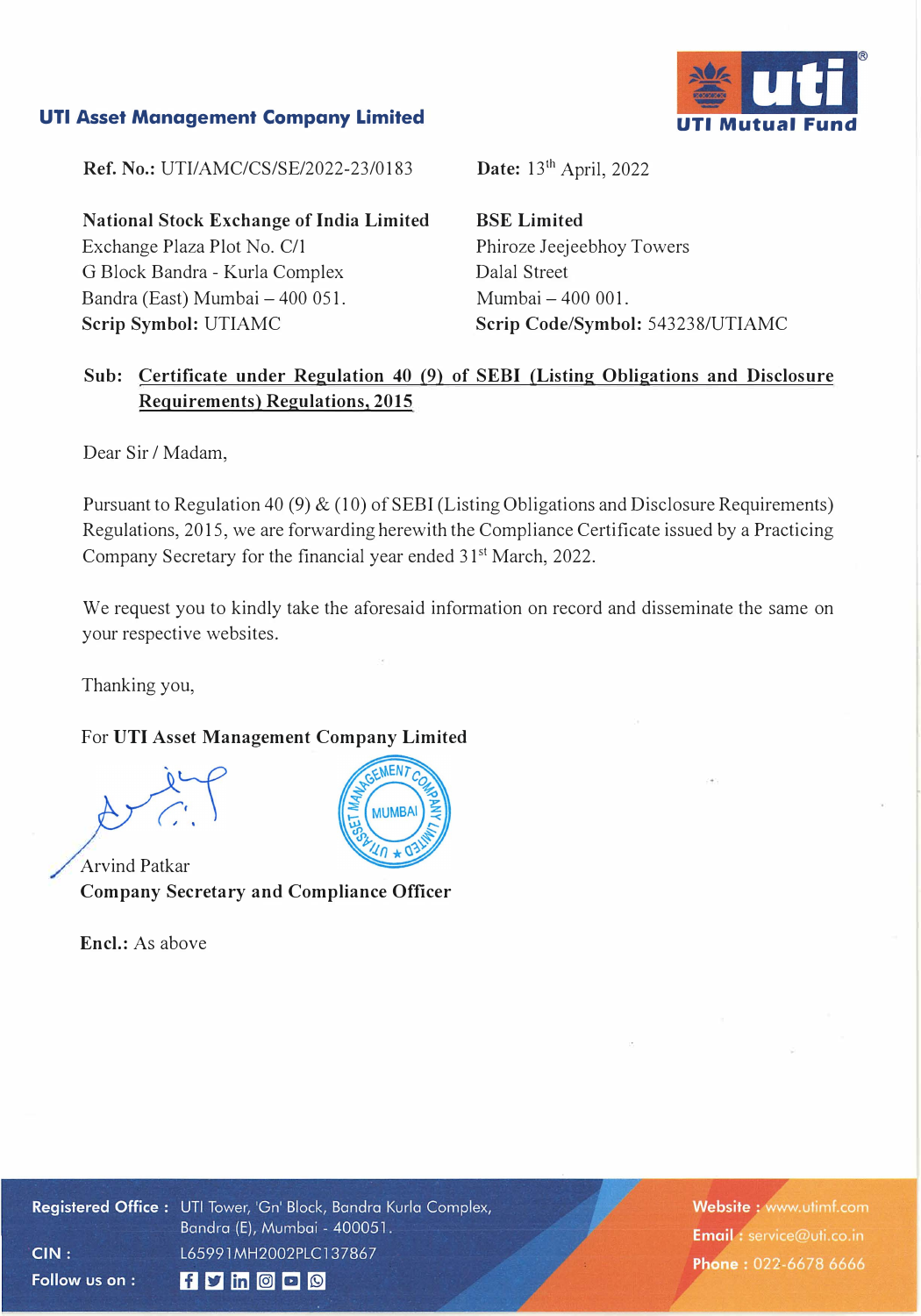**UTI Asset Management Company Limited**

**UTI Mutual Fund**

**Ref. No.:** UTI/AMC/CS/SE/2022-23/0183

**Date:** 13th April, 2022

**National Stock Exchange of India Limited**
Exchange Plaza Plot No. C/1
G Block Bandra - Kurla Complex
Bandra (East) Mumbai – 400 051.
**Scrip Symbol:** UTIAMC

**BSE Limited**
Phiroze Jeejeebhoy Towers
Dalal Street
Mumbai – 400 001.
**Scrip Code/Symbol:** 543238/UTIAMC

**Sub:** Certificate under Regulation 40 (9) of SEBI (Listing Obligations and Disclosure Requirements) Regulations, 2015

Dear Sir / Madam,

Pursuant to Regulation 40 (9) & (10) of SEBI (Listing Obligations and Disclosure Requirements) Regulations, 2015, we are forwarding herewith the Compliance Certificate issued by a Practicing Company Secretary for the financial year ended 31st March, 2022.

We request you to kindly take the aforesaid information on record and disseminate the same on your respective websites.

Thanking you,

For **UTI Asset Management Company Limited**

Arvind Patkar
**Company Secretary and Compliance Officer**

**Encl.:** As above

**Registered Office :** UTI Tower, 'Gn' Block, Bandra Kurla Complex, Bandra (E), Mumbai - 400051.
**CIN :** L65991MH2002PLC137867
**Follow us on :**

**Website :** www.utimf.com
**Email :** service@uti.co.in
**Phone :** 022-6678 6666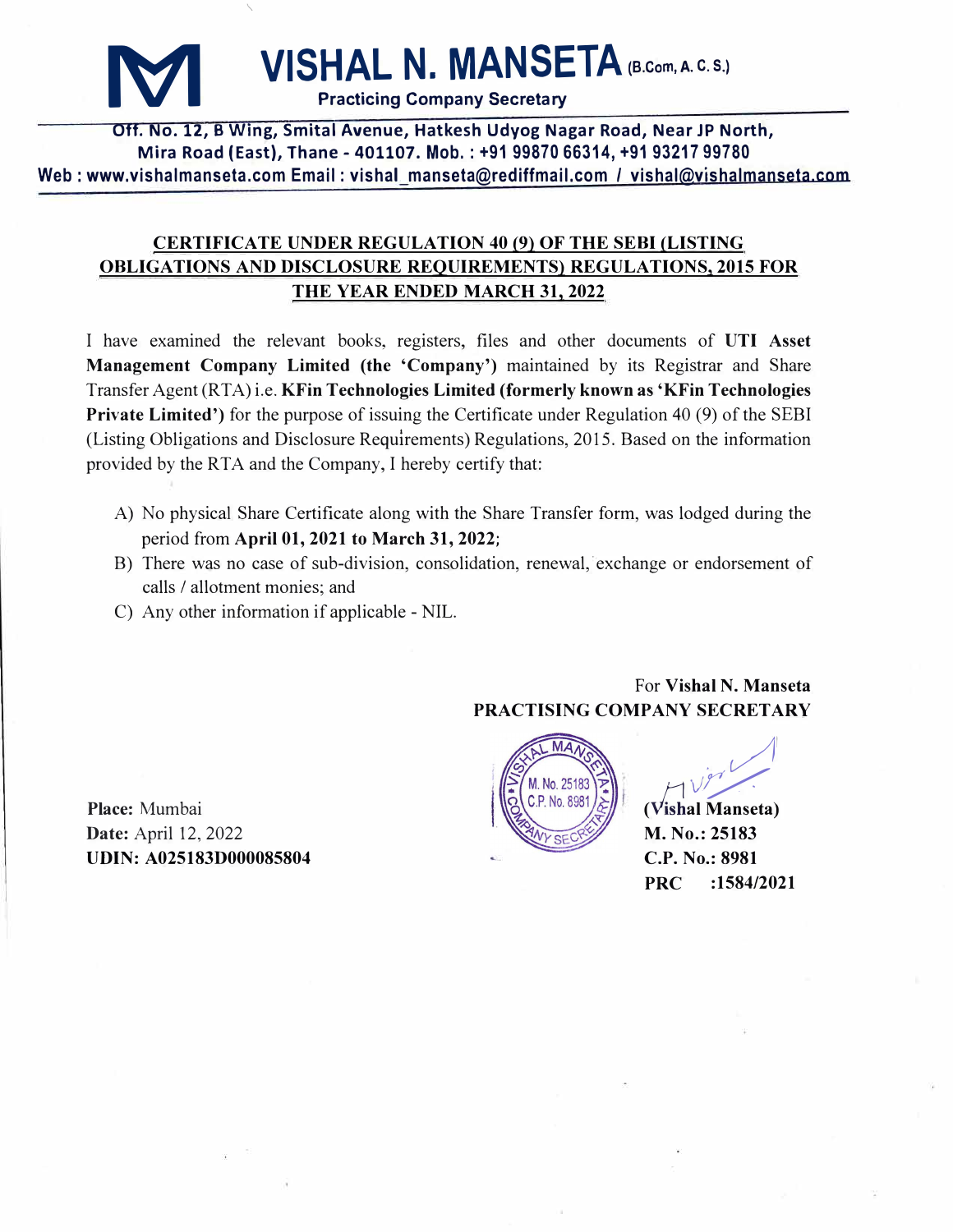# VISHAL N. MANSETA (B.Com, A. C. S.)

**Practicing Company Secretary**

**Off. No. 12, B Wing, Smital Avenue, Hatkesh Udyog Nagar Road, Near JP North, Mira Road (East), Thane - 401107. Mob. : +91 99870 66314, +91 93217 99780**

**Web : www.vishalmanseta.com Email : vishal_manseta@rediffmail.com / vishal@vishalmanseta.com**

## CERTIFICATE UNDER REGULATION 40 (9) OF THE SEBI (LISTING OBLIGATIONS AND DISCLOSURE REQUIREMENTS) REGULATIONS, 2015 FOR THE YEAR ENDED MARCH 31, 2022

I have examined the relevant books, registers, files and other documents of **UTI Asset Management Company Limited (the 'Company')** maintained by its Registrar and Share Transfer Agent (RTA) i.e. **KFin Technologies Limited (formerly known as 'KFin Technologies Private Limited')** for the purpose of issuing the Certificate under Regulation 40 (9) of the SEBI (Listing Obligations and Disclosure Requirements) Regulations, 2015. Based on the information provided by the RTA and the Company, I hereby certify that:

A) No physical Share Certificate along with the Share Transfer form, was lodged during the period from **April 01, 2021 to March 31, 2022**;

B) There was no case of sub-division, consolidation, renewal, exchange or endorsement of calls / allotment monies; and

C) Any other information if applicable - NIL.

For **Vishal N. Manseta**
**PRACTISING COMPANY SECRETARY**

VISHAL MANSETA COMPANY SECRETARY M. No. 25183 C.P. No. 8981

**(Vishal Manseta)**
**M. No.: 25183**
**C.P. No.: 8981**
**PRC :1584/2021**

**Place:** Mumbai
**Date:** April 12, 2022
**UDIN: A025183D000085804**